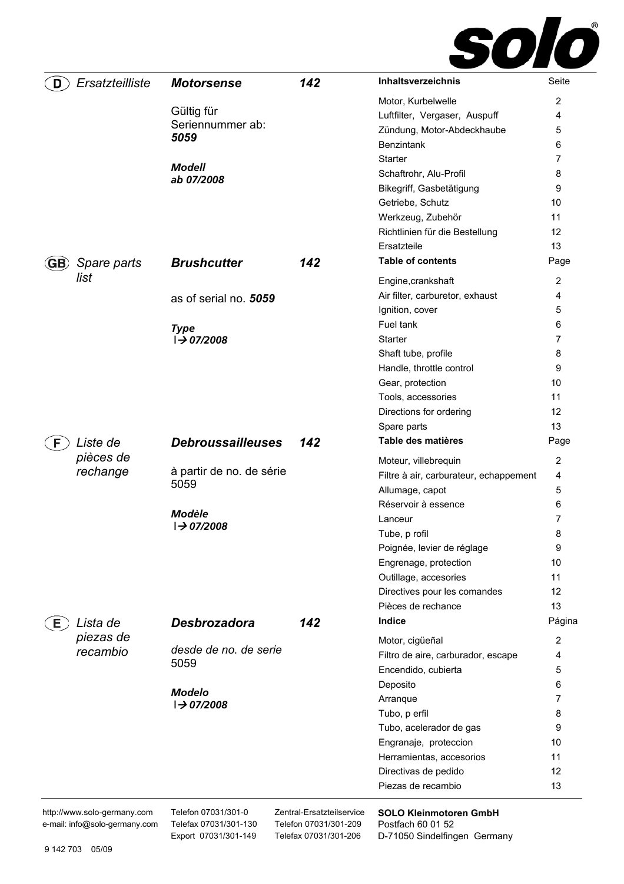**solo®**

## (D) Ersatzteilliste — *Motorsense* — *142*

Gültig für Seriennummer ab: ***5059***

***Modell***
***ab 07/2008***

| **Inhaltsverzeichnis** | Seite |
|---|---|
| Motor, Kurbelwelle | 2 |
| Luftfilter, Vergaser, Auspuff | 4 |
| Zündung, Motor-Abdeckhaube | 5 |
| Benzintank | 6 |
| Starter | 7 |
| Schaftrohr, Alu-Profil | 8 |
| Bikegriff, Gasbetätigung | 9 |
| Getriebe, Schutz | 10 |
| Werkzeug, Zubehör | 11 |
| Richtlinien für die Bestellung | 12 |
| Ersatzteile | 13 |

## (GB) Spare parts list — *Brushcutter* — *142*

as of serial no. ***5059***

***Type***
***I→ 07/2008***

| **Table of contents** | Page |
|---|---|
| Engine,crankshaft | 2 |
| Air filter, carburetor, exhaust | 4 |
| Ignition, cover | 5 |
| Fuel tank | 6 |
| Starter | 7 |
| Shaft tube, profile | 8 |
| Handle, throttle control | 9 |
| Gear, protection | 10 |
| Tools, accessories | 11 |
| Directions for ordering | 12 |
| Spare parts | 13 |

## (F) Liste de pièces de rechange — *Debroussailleuses* — *142*

à partir de no. de série 5059

***Modèle***
***I→ 07/2008***

| **Table des matières** | Page |
|---|---|
| Moteur, villebrequin | 2 |
| Filtre à air, carburateur, echappement | 4 |
| Allumage, capot | 5 |
| Réservoir à essence | 6 |
| Lanceur | 7 |
| Tube, p rofil | 8 |
| Poignée, levier de réglage | 9 |
| Engrenage, protection | 10 |
| Outillage, accesories | 11 |
| Directives pour les comandes | 12 |
| Pièces de rechance | 13 |

## (E) Lista de piezas de recambio — *Desbrozadora* — *142*

*desde de no. de serie* 5059

***Modelo***
***I→ 07/2008***

| **Indice** | Página |
|---|---|
| Motor, cigüeñal | 2 |
| Filtro de aire, carburador, escape | 4 |
| Encendido, cubierta | 5 |
| Deposito | 6 |
| Arranque | 7 |
| Tubo, p erfil | 8 |
| Tubo, acelerador de gas | 9 |
| Engranaje, proteccion | 10 |
| Herramientas, accesorios | 11 |
| Directivas de pedido | 12 |
| Piezas de recambio | 13 |

---

http://www.solo-germany.com
e-mail: info@solo-germany.com

Telefon 07031/301-0
Telefax 07031/301-130
Export 07031/301-149

Zentral-Ersatzteilservice
Telefon 07031/301-209
Telefax 07031/301-206

**SOLO Kleinmotoren GmbH**
Postfach 60 01 52
D-71050 Sindelfingen Germany

9 142 703 05/09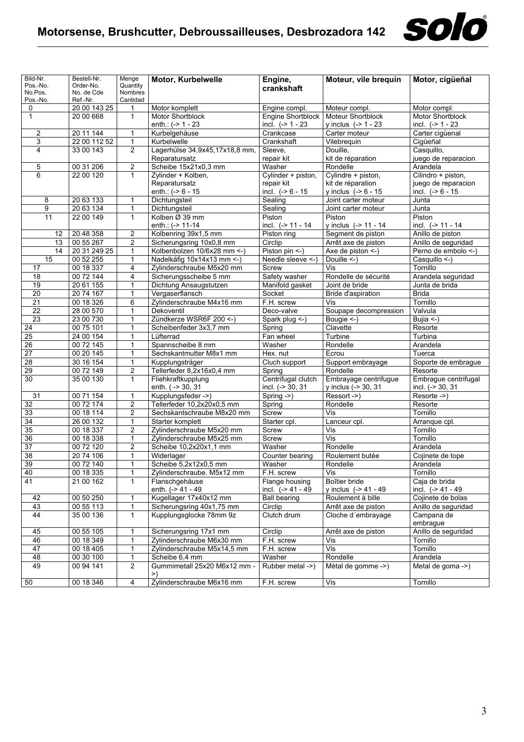# Motorsense, Brushcutter, Debroussailleuses, Desbrozadora 142

| Bild-Nr. Pos.-No. No.Pos. Pos.-No. | Bestell-Nr. Order-No. No. de Cde Ref.-Nr. | Menge Quantity Nombres Cantidad | **Motor, Kurbelwelle** | **Engine, crankshaft** | **Moteur, vile brequin** | **Motor, cigüeñal** |
|---|---|---|---|---|---|---|
| 0 | 20 00 143 25 | 1 | Motor komplett | Engine compl. | Moteur compl. | Motor compl. |
| 1 | 20 00 668 | 1 | Motor Shortblock enth.: (-> 1 - 23 | Engine Shortblock incl. (-> 1 - 23 | Moteur Shortblock y inclus (-> 1 - 23 | Motor Shortblock incl. (-> 1 - 23 |
| 2 | 20 11 144 | 1 | Kurbelgehäuse | Crankcase | Carter moteur | Carter cigüenal |
| 3 | 22 00 112 52 | 1 | Kurbelwelle | Crankshaft | Vilebrequin | Cigüeñal |
| 4 | 33 00 143 | 2 | Lagerhülse 34,9x45,17x18,8 mm, Reparatursatz | Sleeve, repair kit | Douille, kit de réparation | Casquillo, juego de reparacion |
| 5 | 00 31 206 | 2 | Scheibe 15x21x0,3 mm | Washer | Rondelle | Arandela |
| 6 | 22 00 120 | 1 | Zylinder + Kolben, Reparatursatz enth.: (-> 6 - 15 | Cylinder + piston, repair kit incl. (-> 6 - 15 | Cylindre + piston, kit de réparation y inclus (-> 6 - 15 | Cilindro + piston, juego de reparacion incl. (-> 6 - 15 |
| 8 | 20 63 133 | 1 | Dichtungsteil | Sealing | Joint carter moteur | Junta |
| 9 | 20 63 134 | 1 | Dichtungsteil | Sealing | Joint carter moteur | Junta |
| 11 | 22 00 149 | 1 | Kolben Ø 39 mm enth.: (-> 11-14 | Piston incl. (-> 11 - 14 | Piston y inclus (-> 11 - 14 | Piston incl. (-> 11 - 14 |
| 12 | 20 48 358 | 2 | Kolbenring 39x1,5 mm | Piston ring | Segment de piston | Anillo de piston |
| 13 | 00 55 267 | 2 | Sicherungsring 10x0,8 mm | Circlip | Arrêt axe de piston | Anillo de seguridad |
| 14 | 20 31 249 25 | 1 | Kolbenbolzen 10/6x28 mm <-) | Piston pin <-) | Axe de piston <-) | Perno de embolo <-) |
| 15 | 00 52 255 | 1 | Nadelkäfig 10x14x13 mm <-) | Needle sleeve <-) | Douille <-) | Casquillo <-) |
| 17 | 00 18 337 | 4 | Zylinderschraube M5x20 mm | Screw | Vis | Tornillo |
| 18 | 00 72 144 | 4 | Sicherungsscheibe 5 mm | Safety washer | Rondelle de sécurité | Arandela seguridad |
| 19 | 20 61 155 | 1 | Dichtung Ansaugstutzen | Manifold gasket | Joint de bride | Junta de brida |
| 20 | 20 74 167 | 1 | Vergaserflansch | Socket | Bride d'aspiration | Brida |
| 21 | 00 18 326 | 6 | Zylinderschraube M4x16 mm | F.H. screw | Vis | Tornillo |
| 22 | 28 00 570 | 1 | Dekoventil | Deco-valve | Soupape decompression | Valvula |
| 23 | 23 00 730 | 1 | Zündkerze WSR6F 200 <-) | Spark plug <-) | Bougie <-) | Bujia <-) |
| 24 | 00 75 101 | 1 | Scheibenfeder 3x3,7 mm | Spring | Clavette | Resorte |
| 25 | 24 00 154 | 1 | Lüfterrad | Fan wheel | Turbine | Turbina |
| 26 | 00 72 145 | 1 | Spannscheibe 8 mm | Washer | Rondelle | Arandela |
| 27 | 00 20 145 | 1 | Sechskantmutter M8x1 mm | Hex. nut | Ecrou | Tuerca |
| 28 | 30 16 154 | 1 | Kupplungsträger | Cluch support | Support embrayage | Soporte de embrague |
| 29 | 00 72 149 | 2 | Tellerfeder 8,2x16x0,4 mm | Spring | Rondelle | Resorte |
| 30 | 35 00 130 | 1 | Fliehkraftkupplung enth. ( -> 30, 31 | Centrifugal clutch incl. (-> 30, 31 | Embrayage centrifugue y inclus (-> 30, 31 | Embrague centrifugal incl. (-> 30, 31 |
| 31 | 00 71 154 | 1 | Kupplungsfeder ->) | Spring ->) | Ressort ->) | Resorte ->) |
| 32 | 00 72 174 | 2 | Tellerfeder 10,2x20x0,5 mm | Spring | Rondelle | Resorte |
| 33 | 00 18 114 | 2 | Sechskantschraube M8x20 mm | Screw | Vis | Tornillo |
| 34 | 26 00 132 | 1 | Starter komplett | Starter cpl. | Lanceur cpl. | Arranque cpl. |
| 35 | 00 18 337 | 2 | Zylinderschraube M5x20 mm | Screw | Vis | Tornillo |
| 36 | 00 18 338 | 1 | Zylinderschraube M5x25 mm | Screw | Vis | Tornillo |
| 37 | 00 72 120 | 2 | Scheibe 10,2x20x1,1 mm | Washer | Rondelle | Arandela |
| 38 | 20 74 106 | 1 | Widerlager | Counter bearing | Roulement butée | Cojinete de tope |
| 39 | 00 72 140 | 1 | Scheibe 5,2x12x0,5 mm | Washer | Rondelle | Arandela |
| 40 | 00 18 335 | 1 | Zylinderschraube. M5x12 mm | F.H. screw | Vis | Tornillo |
| 41 | 21 00 162 | 1 | Flanschgehäuse enth. (-> 41 - 49 | Flange housing incl. (-> 41 - 49 | Boîtier bride y inclus (-> 41 - 49 | Caja de brida incl. (-> 41 - 49 |
| 42 | 00 50 250 | 1 | Kugellager 17x40x12 mm | Ball bearing | Roulement à bille | Cojinete de bolas |
| 43 | 00 55 113 | 1 | Sicherungsring 40x1,75 mm | Circlip | Arrêt axe de piston | Anillo de seguridad |
| 44 | 35 00 136 | 1 | Kupplungsglocke 78mm 9z | Clutch drum | Cloche d´embrayage | Campana de embrague |
| 45 | 00 55 105 | 1 | Sicherungsring 17x1 mm | Circlip | Arrêt axe de piston | Anillo de seguridad |
| 46 | 00 18 349 | 1 | Zylinderschraube M6x30 mm | F.H. screw | Vis | Tornillo |
| 47 | 00 18 405 | 1 | Zylinderschraube M5x14,5 mm | F.H. screw | Vis | Tornillo |
| 48 | 00 30 100 | 1 | Scheibe 6,4 mm | Washer | Rondelle | Arandela |
| 49 | 00 94 141 | 2 | Gummimetall 25x20 M6x12 mm ->) | Rubber metal ->) | Mètal de gomme ->) | Metal de goma ->) |
| 50 | 00 18 346 | 4 | Zylinderschraube M6x16 mm | F.H. screw | Vis | Tornillo |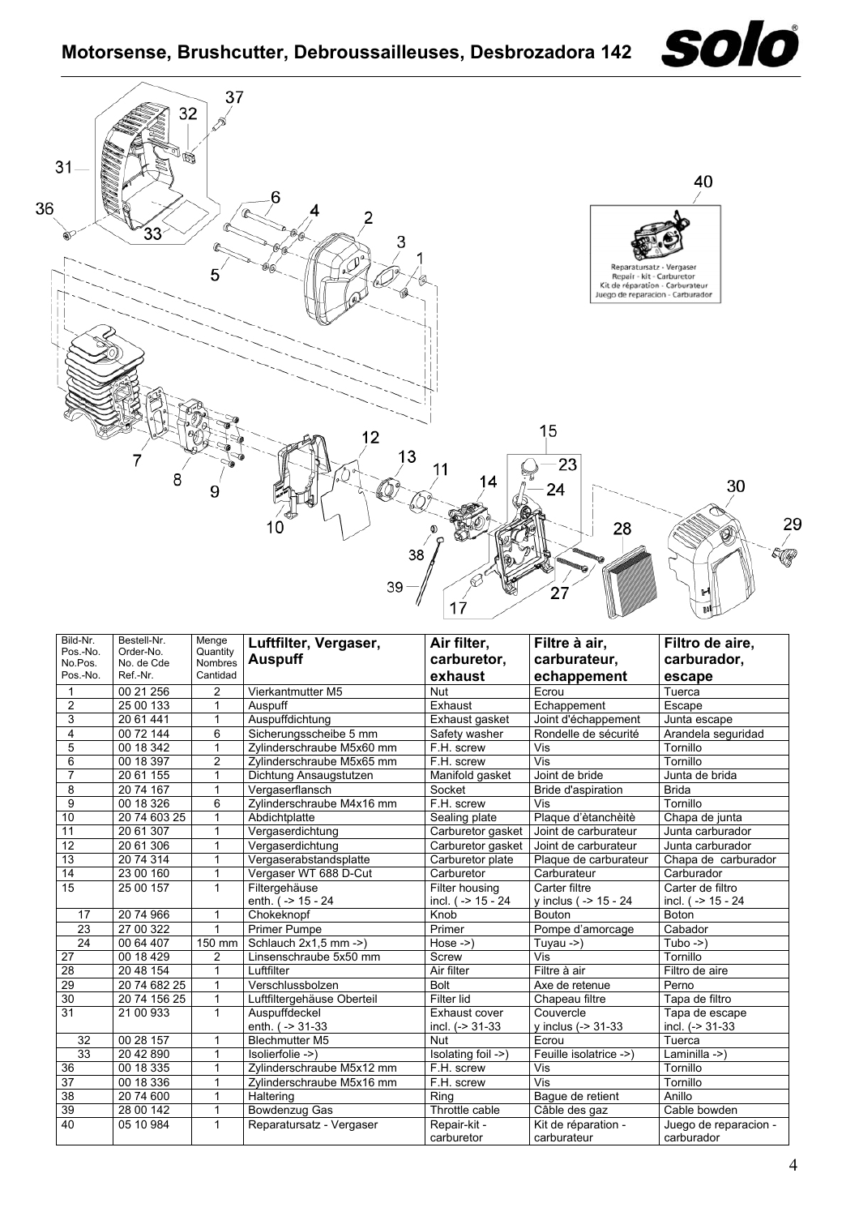# Motorsense, Brushcutter, Debroussailleuses, Desbrozadora 142

| Bild-Nr. Pos.-No. No.Pos. Pos.-No. | Bestell-Nr. Order-No. No. de Cde Ref.-Nr. | Menge Quantity Nombres Cantidad | Luftfilter, Vergaser, Auspuff | Air filter, carburetor, exhaust | Filtre à air, carburateur, echappement | Filtro de aire, carburador, escape |
|---|---|---|---|---|---|---|
| 1 | 00 21 256 | 2 | Vierkantmutter M5 | Nut | Ecrou | Tuerca |
| 2 | 25 00 133 | 1 | Auspuff | Exhaust | Echappement | Escape |
| 3 | 20 61 441 | 1 | Auspuffdichtung | Exhaust gasket | Joint d'échappement | Junta escape |
| 4 | 00 72 144 | 6 | Sicherungsscheibe 5 mm | Safety washer | Rondelle de sécurité | Arandela seguridad |
| 5 | 00 18 342 | 1 | Zylinderschraube M5x60 mm | F.H. screw | Vis | Tornillo |
| 6 | 00 18 397 | 2 | Zylinderschraube M5x65 mm | F.H. screw | Vis | Tornillo |
| 7 | 20 61 155 | 1 | Dichtung Ansaugstutzen | Manifold gasket | Joint de bride | Junta de brida |
| 8 | 20 74 167 | 1 | Vergaserflansch | Socket | Bride d'aspiration | Brida |
| 9 | 00 18 326 | 6 | Zylinderschraube M4x16 mm | F.H. screw | Vis | Tornillo |
| 10 | 20 74 603 25 | 1 | Abdichtplatte | Sealing plate | Plaque d'étanchèité | Chapa de junta |
| 11 | 20 61 307 | 1 | Vergaserdichtung | Carburetor gasket | Joint de carburateur | Junta carburador |
| 12 | 20 61 306 | 1 | Vergaserdichtung | Carburetor gasket | Joint de carburateur | Junta carburador |
| 13 | 20 74 314 | 1 | Vergaserabstandsplatte | Carburetor plate | Plaque de carburateur | Chapa de carburador |
| 14 | 23 00 160 | 1 | Vergaser WT 688 D-Cut | Carburetor | Carburateur | Carburador |
| 15 | 25 00 157 | 1 | Filtergehäuse enth. ( -> 15 - 24 | Filter housing incl. ( -> 15 - 24 | Carter filtre y inclus ( -> 15 - 24 | Carter de filtro incl. ( -> 15 - 24 |
| 17 | 20 74 966 | 1 | Chokeknopf | Knob | Bouton | Boton |
| 23 | 27 00 322 | 1 | Primer Pumpe | Primer | Pompe d'amorcage | Cabador |
| 24 | 00 64 407 | 150 mm | Schlauch 2x1,5 mm ->) | Hose ->) | Tuyau ->) | Tubo ->) |
| 27 | 00 18 429 | 2 | Linsenschraube 5x50 mm | Screw | Vis | Tornillo |
| 28 | 20 48 154 | 1 | Luftfilter | Air filter | Filtre à air | Filtro de aire |
| 29 | 20 74 682 25 | 1 | Verschlussbolzen | Bolt | Axe de retenue | Perno |
| 30 | 20 74 156 25 | 1 | Luftfiltergehäuse Oberteil | Filter lid | Chapeau filtre | Tapa de filtro |
| 31 | 21 00 933 | 1 | Auspuffdeckel enth. ( -> 31-33 | Exhaust cover incl. (-> 31-33 | Couvercle y inclus (-> 31-33 | Tapa de escape incl. (-> 31-33 |
| 32 | 00 28 157 | 1 | Blechmutter M5 | Nut | Ecrou | Tuerca |
| 33 | 20 42 890 | 1 | Isolierfolie ->) | Isolating foil ->) | Feuille isolatrice ->) | Laminilla ->) |
| 36 | 00 18 335 | 1 | Zylinderschraube M5x12 mm | F.H. screw | Vis | Tornillo |
| 37 | 00 18 336 | 1 | Zylinderschraube M5x16 mm | F.H. screw | Vis | Tornillo |
| 38 | 20 74 600 | 1 | Haltering | Ring | Bague de retient | Anillo |
| 39 | 28 00 142 | 1 | Bowdenzug Gas | Throttle cable | Câble des gaz | Cable bowden |
| 40 | 05 10 984 | 1 | Reparatursatz - Vergaser | Repair-kit - carburetor | Kit de réparation - carburateur | Juego de reparacion - carburador |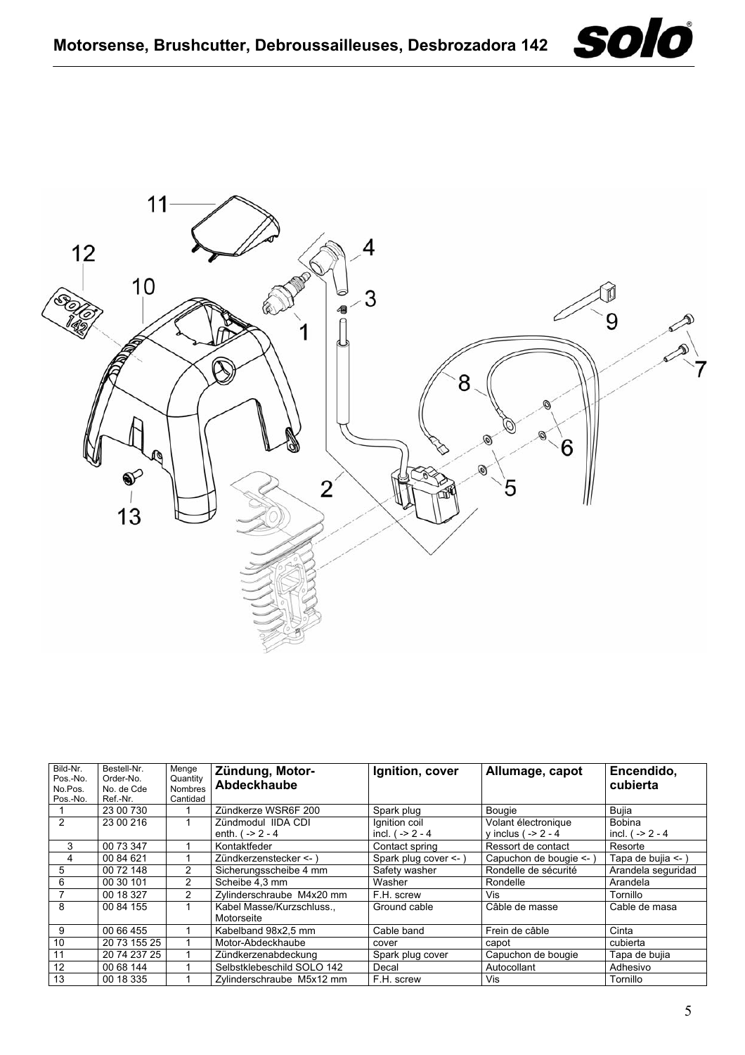# Motorsense, Brushcutter, Debroussailleuses, Desbrozadora 142

| Bild-Nr. Pos.-No. No.Pos. Pos.-No. | Bestell-Nr. Order-No. No. de Cde Ref.-Nr. | Menge Quantity Nombres Cantidad | **Zündung, Motor-Abdeckhaube** | **Ignition, cover** | **Allumage, capot** | **Encendido, cubierta** |
|---|---|---|---|---|---|---|
| 1 | 23 00 730 | 1 | Zündkerze WSR6F 200 | Spark plug | Bougie | Bujia |
| 2 | 23 00 216 | 1 | Zündmodul IIDA CDI enth. ( -> 2 - 4 | Ignition coil incl. ( -> 2 - 4 | Volant électronique y inclus ( -> 2 - 4 | Bobina incl. ( -> 2 - 4 |
| 3 | 00 73 347 | 1 | Kontaktfeder | Contact spring | Ressort de contact | Resorte |
| 4 | 00 84 621 | 1 | Zündkerzenstecker <- ) | Spark plug cover <- ) | Capuchon de bougie <- ) | Tapa de bujia <- ) |
| 5 | 00 72 148 | 2 | Sicherungsscheibe 4 mm | Safety washer | Rondelle de sécurité | Arandela seguridad |
| 6 | 00 30 101 | 2 | Scheibe 4,3 mm | Washer | Rondelle | Arandela |
| 7 | 00 18 327 | 2 | Zylinderschraube M4x20 mm | F.H. screw | Vis | Tornillo |
| 8 | 00 84 155 | 1 | Kabel Masse/Kurzschluss., Motorseite | Ground cable | Câble de masse | Cable de masa |
| 9 | 00 66 455 | 1 | Kabelband 98x2,5 mm | Cable band | Frein de câble | Cinta |
| 10 | 20 73 155 25 | 1 | Motor-Abdeckhaube | cover | capot | cubierta |
| 11 | 20 74 237 25 | 1 | Zündkerzenabdeckung | Spark plug cover | Capuchon de bougie | Tapa de bujia |
| 12 | 00 68 144 | 1 | Selbstklebeschild SOLO 142 | Decal | Autocollant | Adhesivo |
| 13 | 00 18 335 | 1 | Zylinderschraube M5x12 mm | F.H. screw | Vis | Tornillo |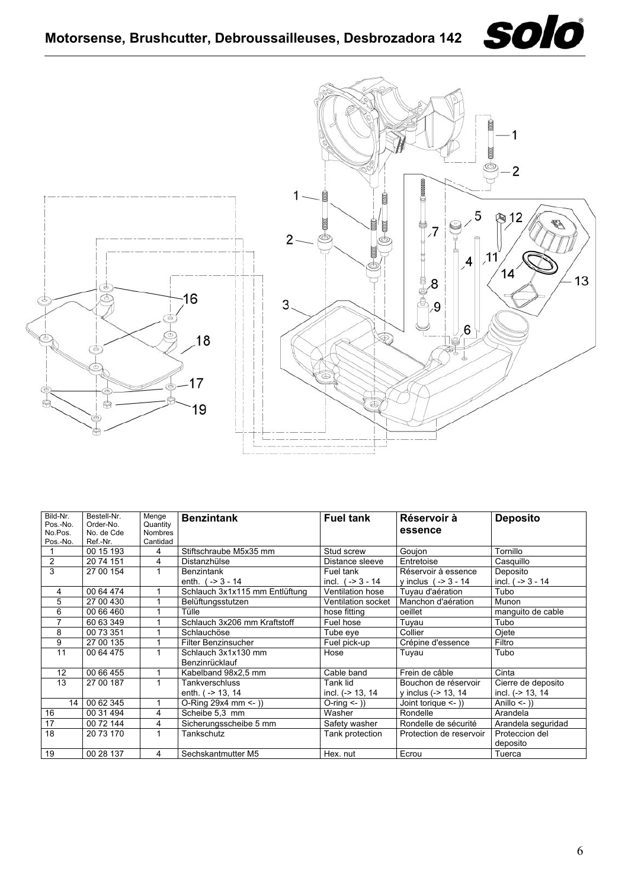# Motorsense, Brushcutter, Debroussailleuses, Desbrozadora 142

| Bild-Nr. Pos.-No. No.Pos. Pos.-No. | Bestell-Nr. Order-No. No. de Cde Ref.-Nr. | Menge Quantity Nombres Cantidad | **Benzintank** | **Fuel tank** | **Réservoir à essence** | **Deposito** |
|---|---|---|---|---|---|---|
| 1 | 00 15 193 | 4 | Stiftschraube M5x35 mm | Stud screw | Goujon | Tornillo |
| 2 | 20 74 151 | 4 | Distanzhülse | Distance sleeve | Entretoise | Casquillo |
| 3 | 27 00 154 | 1 | Benzintank enth. ( -> 3 - 14 | Fuel tank incl. ( -> 3 - 14 | Réservoir à essence y inclus ( -> 3 - 14 | Deposito incl. ( -> 3 - 14 |
| 4 | 00 64 474 | 1 | Schlauch 3x1x115 mm Entlüftung | Ventilation hose | Tuyau d'aération | Tubo |
| 5 | 27 00 430 | 1 | Belüftungsstutzen | Ventilation socket | Manchon d'aération | Munon |
| 6 | 00 66 460 | 1 | Tülle | hose fitting | oeillet | manguito de cable |
| 7 | 60 63 349 | 1 | Schlauch 3x206 mm Kraftstoff | Fuel hose | Tuyau | Tubo |
| 8 | 00 73 351 | 1 | Schlauchöse | Tube eye | Collier | Ojete |
| 9 | 27 00 135 | 1 | Filter Benzinsucher | Fuel pick-up | Crépine d'essence | Filtro |
| 11 | 00 64 475 | 1 | Schlauch 3x1x130 mm Benzinrücklauf | Hose | Tuyau | Tubo |
| 12 | 00 66 455 | 1 | Kabelband 98x2,5 mm | Cable band | Frein de câble | Cinta |
| 13 | 27 00 187 | 1 | Tankverschluss enth. ( -> 13, 14 | Tank lid incl. (-> 13, 14 | Bouchon de réservoir y inclus (-> 13, 14 | Cierre de deposito incl. (-> 13, 14 |
| 14 | 00 62 345 | 1 | O-Ring 29x4 mm <- )) | O-ring <- )) | Joint torique <- )) | Anillo <- )) |
| 16 | 00 31 494 | 4 | Scheibe 5,3 mm | Washer | Rondelle | Arandela |
| 17 | 00 72 144 | 4 | Sicherungsscheibe 5 mm | Safety washer | Rondelle de sécurité | Arandela seguridad |
| 18 | 20 73 170 | 1 | Tankschutz | Tank protection | Protection de reservoir | Proteccion del deposito |
| 19 | 00 28 137 | 4 | Sechskantmutter M5 | Hex. nut | Ecrou | Tuerca |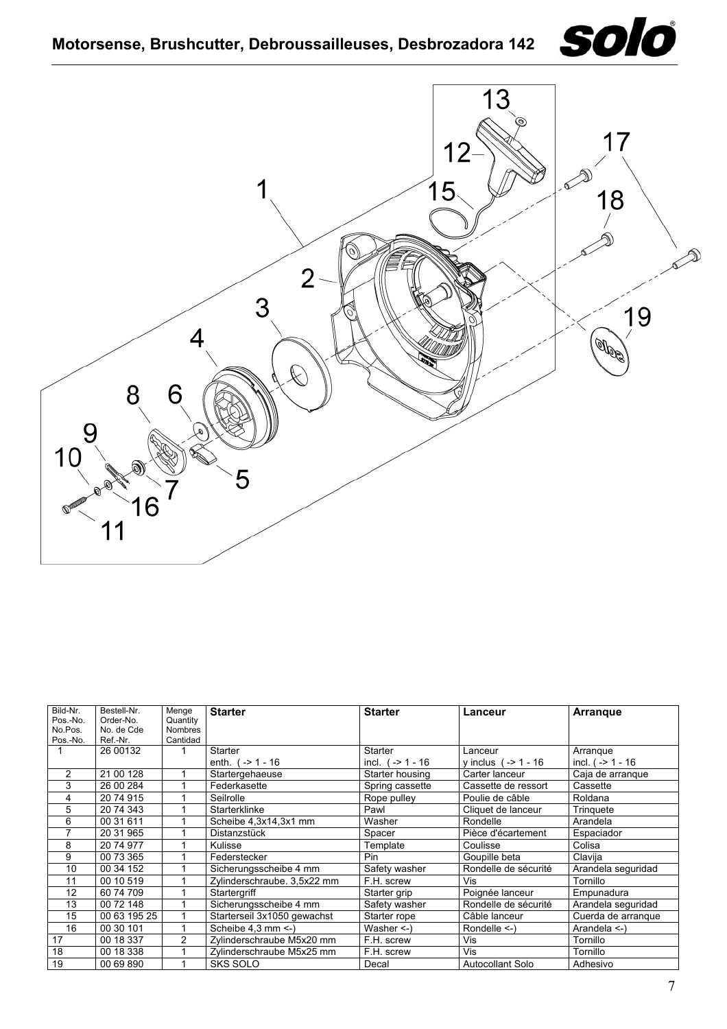# Motorsense, Brushcutter, Debroussailleuses, Desbrozadora 142

| Bild-Nr. Pos.-No. No.Pos. Pos.-No. | Bestell-Nr. Order-No. No. de Cde Ref.-Nr. | Menge Quantity Nombres Cantidad | **Starter** | **Starter** | **Lanceur** | **Arranque** |
|---|---|---|---|---|---|---|
| 1 | 26 00132 | 1 | Starter<br>enth. ( -> 1 - 16 | Starter<br>incl. ( -> 1 - 16 | Lanceur<br>y inclus ( -> 1 - 16 | Arranque<br>incl. ( -> 1 - 16 |
| 2 | 21 00 128 | 1 | Startergehaeuse | Starter housing | Carter lanceur | Caja de arranque |
| 3 | 26 00 284 | 1 | Federkasette | Spring cassette | Cassette de ressort | Cassette |
| 4 | 20 74 915 | 1 | Seilrolle | Rope pulley | Poulie de câble | Roldana |
| 5 | 20 74 343 | 1 | Starterklinke | Pawl | Cliquet de lanceur | Trinquete |
| 6 | 00 31 611 | 1 | Scheibe 4,3x14,3x1 mm | Washer | Rondelle | Arandela |
| 7 | 20 31 965 | 1 | Distanzstück | Spacer | Pièce d'écartement | Espaciador |
| 8 | 20 74 977 | 1 | Kulisse | Template | Coulisse | Colisa |
| 9 | 00 73 365 | 1 | Federstecker | Pin | Goupille beta | Clavija |
| 10 | 00 34 152 | 1 | Sicherungsscheibe 4 mm | Safety washer | Rondelle de sécurité | Arandela seguridad |
| 11 | 00 10 519 | 1 | Zylinderschraube. 3,5x22 mm | F.H. screw | Vis | Tornillo |
| 12 | 60 74 709 | 1 | Startergriff | Starter grip | Poignée lanceur | Empunadura |
| 13 | 00 72 148 | 1 | Sicherungsscheibe 4 mm | Safety washer | Rondelle de sécurité | Arandela seguridad |
| 15 | 00 63 195 25 | 1 | Starterseil 3x1050 gewachst | Starter rope | Câble lanceur | Cuerda de arranque |
| 16 | 00 30 101 | 1 | Scheibe 4,3 mm <-) | Washer <-) | Rondelle <-) | Arandela <-) |
| 17 | 00 18 337 | 2 | Zylinderschraube M5x20 mm | F.H. screw | Vis | Tornillo |
| 18 | 00 18 338 | 1 | Zylinderschraube M5x25 mm | F.H. screw | Vis | Tornillo |
| 19 | 00 69 890 | 1 | SKS SOLO | Decal | Autocollant Solo | Adhesivo |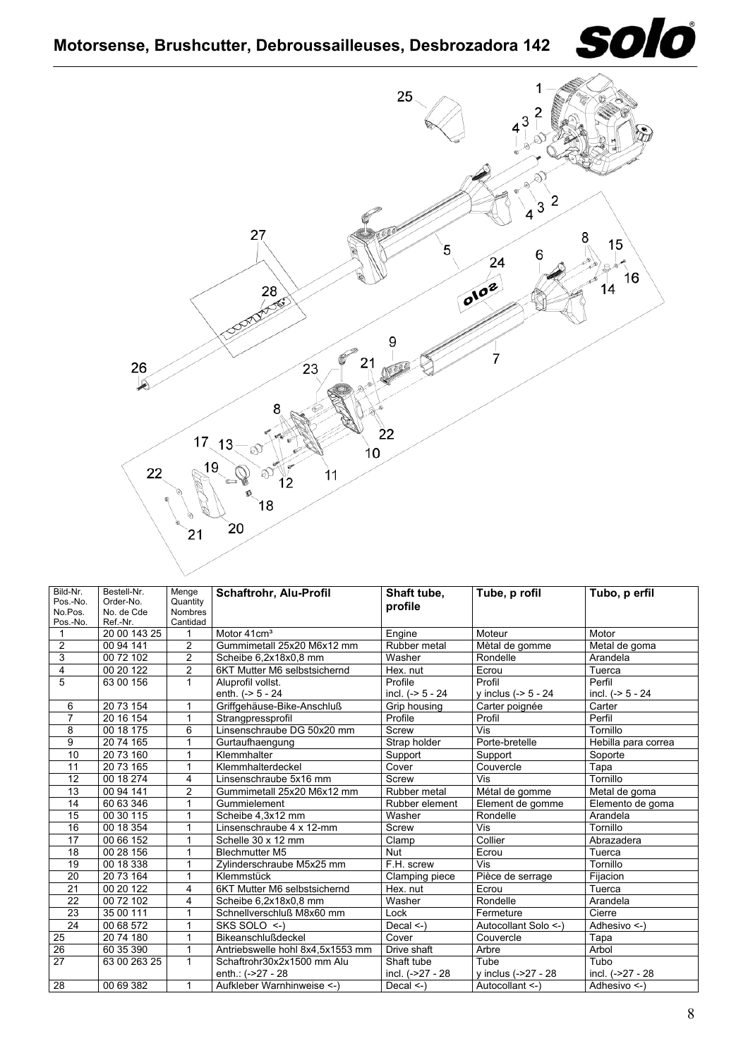# Motorsense, Brushcutter, Debroussailleuses, Desbrozadora 142

| Bild-Nr. Pos.-No. No.Pos. Pos.-No. | Bestell-Nr. Order-No. No. de Cde Ref.-Nr. | Menge Quantity Nombres Cantidad | **Schaftrohr, Alu-Profil** | **Shaft tube, profile** | **Tube, p rofil** | **Tubo, p erfil** |
|---|---|---|---|---|---|---|
| 1 | 20 00 143 25 | 1 | Motor 41cm³ | Engine | Moteur | Motor |
| 2 | 00 94 141 | 2 | Gummimetall 25x20 M6x12 mm | Rubber metal | Mètal de gomme | Metal de goma |
| 3 | 00 72 102 | 2 | Scheibe 6,2x18x0,8 mm | Washer | Rondelle | Arandela |
| 4 | 00 20 122 | 2 | 6KT Mutter M6 selbstsichernd | Hex. nut | Ecrou | Tuerca |
| 5 | 63 00 156 | 1 | Aluprofil vollst. enth. (-> 5 - 24 | Profile incl. (-> 5 - 24 | Profil y inclus (-> 5 - 24 | Perfil incl. (-> 5 - 24 |
| 6 | 20 73 154 | 1 | Griffgehäuse-Bike-Anschluß | Grip housing | Carter poignée | Carter |
| 7 | 20 16 154 | 1 | Strangpressprofil | Profile | Profil | Perfil |
| 8 | 00 18 175 | 6 | Linsenschraube DG 50x20 mm | Screw | Vis | Tornillo |
| 9 | 20 74 165 | 1 | Gurtaufhaengung | Strap holder | Porte-bretelle | Hebilla para correa |
| 10 | 20 73 160 | 1 | Klemmhalter | Support | Support | Soporte |
| 11 | 20 73 165 | 1 | Klemmhalterdeckel | Cover | Couvercle | Tapa |
| 12 | 00 18 274 | 4 | Linsenschraube 5x16 mm | Screw | Vis | Tornillo |
| 13 | 00 94 141 | 2 | Gummimetall 25x20 M6x12 mm | Rubber metal | Métal de gomme | Metal de goma |
| 14 | 60 63 346 | 1 | Gummielement | Rubber element | Element de gomme | Elemento de goma |
| 15 | 00 30 115 | 1 | Scheibe 4,3x12 mm | Washer | Rondelle | Arandela |
| 16 | 00 18 354 | 1 | Linsenschraube 4 x 12-mm | Screw | Vis | Tornillo |
| 17 | 00 66 152 | 1 | Schelle 30 x 12 mm | Clamp | Collier | Abrazadera |
| 18 | 00 28 156 | 1 | Blechmutter M5 | Nut | Ecrou | Tuerca |
| 19 | 00 18 338 | 1 | Zylinderschraube M5x25 mm | F.H. screw | Vis | Tornillo |
| 20 | 20 73 164 | 1 | Klemmstück | Clamping piece | Pièce de serrage | Fijacion |
| 21 | 00 20 122 | 4 | 6KT Mutter M6 selbstsichernd | Hex. nut | Ecrou | Tuerca |
| 22 | 00 72 102 | 4 | Scheibe 6,2x18x0,8 mm | Washer | Rondelle | Arandela |
| 23 | 35 00 111 | 1 | Schnellverschluß M8x60 mm | Lock | Fermeture | Cierre |
| 24 | 00 68 572 | 1 | SKS SOLO <-) | Decal <-) | Autocollant Solo <-) | Adhesivo <-) |
| 25 | 20 74 180 | 1 | Bikeanschlußdeckel | Cover | Couvercle | Tapa |
| 26 | 60 35 390 | 1 | Antriebswelle hohl 8x4,5x1553 mm | Drive shaft | Arbre | Arbol |
| 27 | 63 00 263 25 | 1 | Schaftrohr30x2x1500 mm Alu enth.: (->27 - 28 | Shaft tube incl. (->27 - 28 | Tube y inclus (->27 - 28 | Tubo incl. (->27 - 28 |
| 28 | 00 69 382 | 1 | Aufkleber Warnhinweise <-) | Decal <-) | Autocollant <-) | Adhesivo <-) |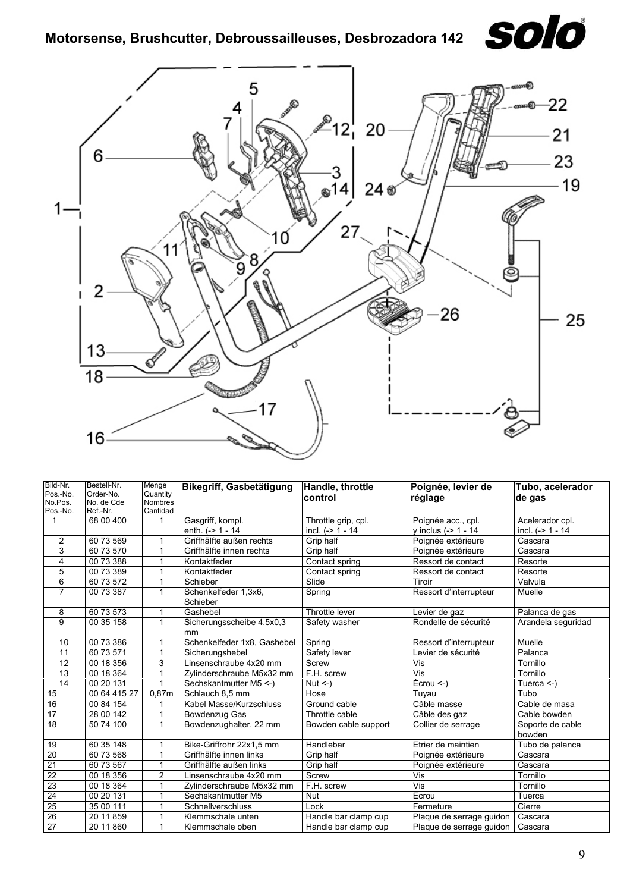# Motorsense, Brushcutter, Debroussailleuses, Desbrozadora 142

| Bild-Nr. Pos.-No. No.Pos. Pos.-No. | Bestell-Nr. Order-No. No. de Cde Ref.-Nr. | Menge Quantity Nombres Cantidad | Bikegriff, Gasbetätigung | Handle, throttle control | Poignée, levier de réglage | Tubo, acelerador de gas |
|---|---|---|---|---|---|---|
| 1 | 68 00 400 | 1 | Gasgriff, kompl. enth. (-> 1 - 14 | Throttle grip, cpl. incl. (-> 1 - 14 | Poignée acc., cpl. y inclus (-> 1 - 14 | Acelerador cpl. incl. (-> 1 - 14 |
| 2 | 60 73 569 | 1 | Griffhälfte außen rechts | Grip half | Poignée extérieure | Cascara |
| 3 | 60 73 570 | 1 | Griffhälfte innen rechts | Grip half | Poignée extérieure | Cascara |
| 4 | 00 73 388 | 1 | Kontaktfeder | Contact spring | Ressort de contact | Resorte |
| 5 | 00 73 389 | 1 | Kontaktfeder | Contact spring | Ressort de contact | Resorte |
| 6 | 60 73 572 | 1 | Schieber | Slide | Tiroir | Valvula |
| 7 | 00 73 387 | 1 | Schenkelfeder 1,3x6, Schieber | Spring | Ressort d'interrupteur | Muelle |
| 8 | 60 73 573 | 1 | Gashebel | Throttle lever | Levier de gaz | Palanca de gas |
| 9 | 00 35 158 | 1 | Sicherungsscheibe 4,5x0,3 mm | Safety washer | Rondelle de sécurité | Arandela seguridad |
| 10 | 00 73 386 | 1 | Schenkelfeder 1x8, Gashebel | Spring | Ressort d'interrupteur | Muelle |
| 11 | 60 73 571 | 1 | Sicherungshebel | Safety lever | Levier de sécurité | Palanca |
| 12 | 00 18 356 | 3 | Linsenschraube 4x20 mm | Screw | Vis | Tornillo |
| 13 | 00 18 364 | 1 | Zylinderschraube M5x32 mm | F.H. screw | Vis | Tornillo |
| 14 | 00 20 131 | 1 | Sechskantmutter M5 <-) | Nut <-) | Ecrou <-) | Tuerca <-) |
| 15 | 00 64 415 27 | 0,87m | Schlauch 8,5 mm | Hose | Tuyau | Tubo |
| 16 | 00 84 154 | 1 | Kabel Masse/Kurzschluss | Ground cable | Câble masse | Cable de masa |
| 17 | 28 00 142 | 1 | Bowdenzug Gas | Throttle cable | Câble des gaz | Cable bowden |
| 18 | 50 74 100 | 1 | Bowdenzughalter, 22 mm | Bowden cable support | Collier de serrage | Soporte de cable bowden |
| 19 | 60 35 148 | 1 | Bike-Griffrohr 22x1,5 mm | Handlebar | Etrier de maintien | Tubo de palanca |
| 20 | 60 73 568 | 1 | Griffhälfte innen links | Grip half | Poignée extérieure | Cascara |
| 21 | 60 73 567 | 1 | Griffhälfte außen links | Grip half | Poignée extérieure | Cascara |
| 22 | 00 18 356 | 2 | Linsenschraube 4x20 mm | Screw | Vis | Tornillo |
| 23 | 00 18 364 | 1 | Zylinderschraube M5x32 mm | F.H. screw | Vis | Tornillo |
| 24 | 00 20 131 | 1 | Sechskantmutter M5 | Nut | Ecrou | Tuerca |
| 25 | 35 00 111 | 1 | Schnellverschluss | Lock | Fermeture | Cierre |
| 26 | 20 11 859 | 1 | Klemmschale unten | Handle bar clamp cup | Plaque de serrage guidon | Cascara |
| 27 | 20 11 860 | 1 | Klemmschale oben | Handle bar clamp cup | Plaque de serrage guidon | Cascara |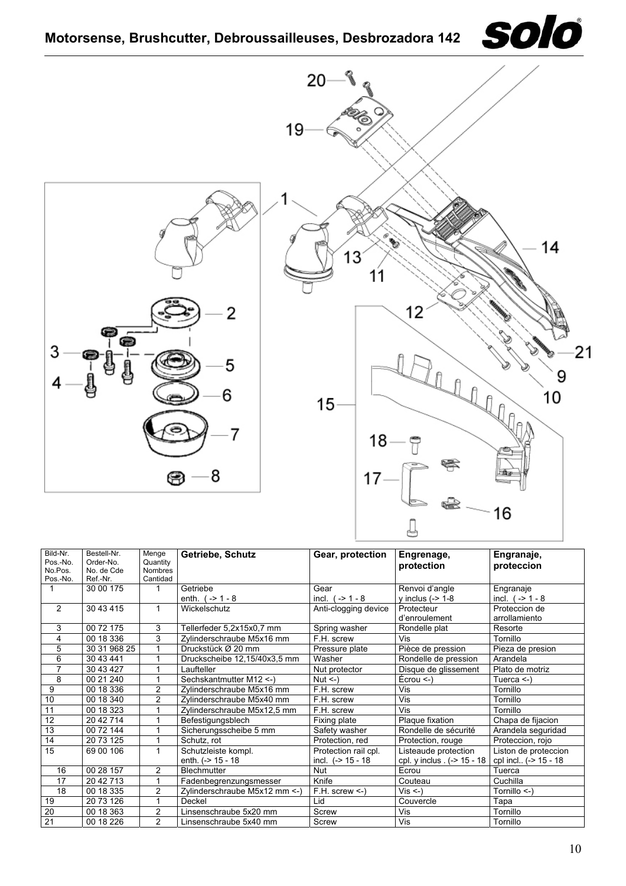# Motorsense, Brushcutter, Debroussailleuses, Desbrozadora 142

| Bild-Nr. Pos.-No. No.Pos. Pos.-No. | Bestell-Nr. Order-No. No. de Cde Ref.-Nr. | Menge Quantity Nombres Cantidad | Getriebe, Schutz | Gear, protection | Engrenage, protection | Engranaje, proteccion |
|---|---|---|---|---|---|---|
| 1 | 30 00 175 | 1 | Getriebe enth. ( -> 1 - 8 | Gear incl. ( -> 1 - 8 | Renvoi d'angle y inclus (-> 1-8 | Engranaje incl. ( -> 1 - 8 |
| 2 | 30 43 415 | 1 | Wickelschutz | Anti-clogging device | Protecteur d'enroulement | Proteccion de arrollamiento |
| 3 | 00 72 175 | 3 | Tellerfeder 5,2x15x0,7 mm | Spring washer | Rondelle plat | Resorte |
| 4 | 00 18 336 | 3 | Zylinderschraube M5x16 mm | F.H. screw | Vis | Tornillo |
| 5 | 30 31 968 25 | 1 | Druckstück Ø 20 mm | Pressure plate | Pièce de pression | Pieza de presion |
| 6 | 30 43 441 | 1 | Druckscheibe 12,15/40x3,5 mm | Washer | Rondelle de pression | Arandela |
| 7 | 30 43 427 | 1 | Laufteller | Nut protector | Disque de glissement | Plato de motriz |
| 8 | 00 21 240 | 1 | Sechskantmutter M12 <-) | Nut <-) | Écrou <-) | Tuerca <-) |
| 9 | 00 18 336 | 2 | Zylinderschraube M5x16 mm | F.H. screw | Vis | Tornillo |
| 10 | 00 18 340 | 2 | Zylinderschraube M5x40 mm | F.H. screw | Vis | Tornillo |
| 11 | 00 18 323 | 1 | Zylinderschraube M5x12,5 mm | F.H. screw | Vis | Tornillo |
| 12 | 20 42 714 | 1 | Befestigungsblech | Fixing plate | Plaque fixation | Chapa de fijacion |
| 13 | 00 72 144 | 1 | Sicherungsscheibe 5 mm | Safety washer | Rondelle de sécurité | Arandela seguridad |
| 14 | 20 73 125 | 1 | Schutz, rot | Protection, red | Protection, rouge | Proteccion, rojo |
| 15 | 69 00 106 | 1 | Schutzleiste kompl. enth. (-> 15 - 18 | Protection rail cpl. incl. (-> 15 - 18 | Listeaude protection cpl. y inclus . (-> 15 - 18 | Liston de proteccion cpl incl.. (-> 15 - 18 |
| 16 | 00 28 157 | 2 | Blechmutter | Nut | Ecrou | Tuerca |
| 17 | 20 42 713 | 1 | Fadenbegrenzungsmesser | Knife | Couteau | Cuchilla |
| 18 | 00 18 335 | 2 | Zylinderschraube M5x12 mm <-) | F.H. screw <-) | Vis <-) | Tornillo <-) |
| 19 | 20 73 126 | 1 | Deckel | Lid | Couvercle | Tapa |
| 20 | 00 18 363 | 2 | Linsenschraube 5x20 mm | Screw | Vis | Tornillo |
| 21 | 00 18 226 | 2 | Linsenschraube 5x40 mm | Screw | Vis | Tornillo |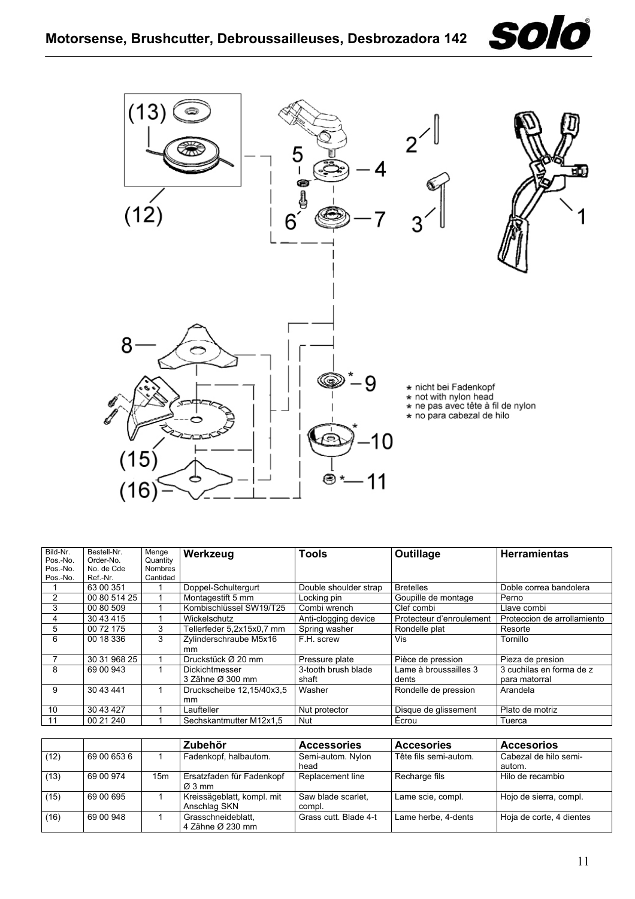# Motorsense, Brushcutter, Debroussailleuses, Desbrozadora 142

★ nicht bei Fadenkopf
★ not with nylon head
★ ne pas avec tête à fil de nylon
★ no para cabezal de hilo

| Bild-Nr. Pos.-No. Pos.-No. Pos.-No. | Bestell-Nr. Order-No. No. de Cde Ref.-Nr. | Menge Quantity Nombres Cantidad | Werkzeug | Tools | Outillage | Herramientas |
|---|---|---|---|---|---|---|
| 1 | 63 00 351 | 1 | Doppel-Schultergurt | Double shoulder strap | Bretelles | Doble correa bandolera |
| 2 | 00 80 514 25 | 1 | Montagestift 5 mm | Locking pin | Goupille de montage | Perno |
| 3 | 00 80 509 | 1 | Kombischlüssel SW19/T25 | Combi wrench | Clef combi | Llave combi |
| 4 | 30 43 415 | 1 | Wickelschutz | Anti-clogging device | Protecteur d'enroulement | Proteccion de arrollamiento |
| 5 | 00 72 175 | 3 | Tellerfeder 5,2x15x0,7 mm | Spring washer | Rondelle plat | Resorte |
| 6 | 00 18 336 | 3 | Zylinderschraube M5x16 mm | F.H. screw | Vis | Tornillo |
| 7 | 30 31 968 25 | 1 | Druckstück Ø 20 mm | Pressure plate | Pièce de pression | Pieza de presion |
| 8 | 69 00 943 | 1 | Dickichtmesser 3 Zähne Ø 300 mm | 3-tooth brush blade shaft | Lame à broussailles 3 dents | 3 cuchilas en forma de z para matorral |
| 9 | 30 43 441 | 1 | Druckscheibe 12,15/40x3,5 mm | Washer | Rondelle de pression | Arandela |
| 10 | 30 43 427 | 1 | Laufteller | Nut protector | Disque de glissement | Plato de motriz |
| 11 | 00 21 240 | 1 | Sechskantmutter M12x1,5 | Nut | Écrou | Tuerca |

| | | | Zubehör | Accessories | Accesories | Accesorios |
|---|---|---|---|---|---|---|
| (12) | 69 00 653 6 | 1 | Fadenkopf, halbautom. | Semi-autom. Nylon head | Tête fils semi-autom. | Cabezal de hilo semi-autom. |
| (13) | 69 00 974 | 15m | Ersatzfaden für Fadenkopf Ø 3 mm | Replacement line | Recharge fils | Hilo de recambio |
| (15) | 69 00 695 | 1 | Kreissägeblatt, kompl. mit Anschlag SKN | Saw blade scarlet, compl. | Lame scie, compl. | Hojo de sierra, compl. |
| (16) | 69 00 948 | 1 | Grasschneideblatt, 4 Zähne Ø 230 mm | Grass cutt. Blade 4-t | Lame herbe, 4-dents | Hoja de corte, 4 dientes |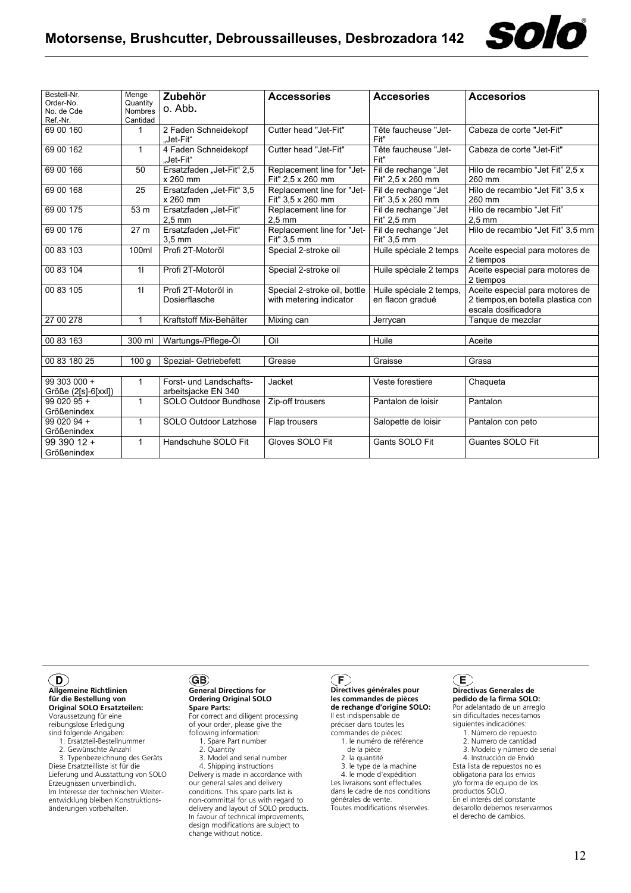| Bestell-Nr. Order-No. No. de Cde Ref.-Nr. | Menge Quantity Nombres Cantidad | Zubehör o. Abb. | Accessories | Accesories | Accesorios |
|---|---|---|---|---|---|
| 69 00 160 | 1 | 2 Faden Schneidekopf „Jet-Fit“ | Cutter head "Jet-Fit" | Tête faucheuse "Jet-Fit" | Cabeza de corte "Jet-Fit" |
| 69 00 162 | 1 | 4 Faden Schneidekopf „Jet-Fit“ | Cutter head "Jet-Fit" | Tête faucheuse "Jet-Fit" | Cabeza de corte "Jet-Fit" |
| 69 00 166 | 50 | Ersatzfaden „Jet-Fit“ 2,5 x 260 mm | Replacement line for "Jet-Fit" 2,5 x 260 mm | Fil de rechange "Jet Fit" 2,5 x 260 mm | Hilo de recambio "Jet Fit" 2,5 x 260 mm |
| 69 00 168 | 25 | Ersatzfaden „Jet-Fit“ 3,5 x 260 mm | Replacement line for "Jet-Fit" 3,5 x 260 mm | Fil de rechange "Jet Fit" 3,5 x 260 mm | Hilo de recambio "Jet Fit" 3,5 x 260 mm |
| 69 00 175 | 53 m | Ersatzfaden „Jet-Fit“ 2,5 mm | Replacement line for 2,5 mm | Fil de rechange "Jet Fit" 2,5 mm | Hilo de recambio "Jet Fit" 2,5 mm |
| 69 00 176 | 27 m | Ersatzfaden „Jet-Fit“ 3,5 mm | Replacement line for "Jet-Fit" 3,5 mm | Fil de rechange "Jet Fit" 3,5 mm | Hilo de recambio "Jet Fit" 3,5 mm |
| 00 83 103 | 100ml | Profi 2T-Motoröl | Special 2-stroke oil | Huile spéciale 2 temps | Aceite especial para motores de 2 tiempos |
| 00 83 104 | 1l | Profi 2T-Motoröl | Special 2-stroke oil | Huile spéciale 2 temps | Aceite especial para motores de 2 tiempos |
| 00 83 105 | 1l | Profi 2T-Motoröl in Dosierflasche | Special 2-stroke oil, bottle with metering indicator | Huile spéciale 2 temps, en flacon gradué | Aceite especial para motores de 2 tiempos,en botella plastica con escala dosificadora |
| 27 00 278 | 1 | Kraftstoff Mix-Behälter | Mixing can | Jerrycan | Tanque de mezclar |
| | | | | | |
| 00 83 163 | 300 ml | Wartungs-/Pflege-Öl | Oil | Huile | Aceite |
| | | | | | |
| 00 83 180 25 | 100 g | Spezial- Getriebefett | Grease | Graisse | Grasa |
| | | | | | |
| 99 303 000 + Größe (2[s]-6[xxl]) | 1 | Forst- und Landschafts-arbeitsjacke EN 340 | Jacket | Veste forestiere | Chaqueta |
| 99 020 95 + Größenindex | 1 | SOLO Outdoor Bundhose | Zip-off trousers | Pantalon de loisir | Pantalon |
| 99 020 94 + Größenindex | 1 | SOLO Outdoor Latzhose | Flap trousers | Salopette de loisir | Pantalon con peto |
| 99 390 12 + Größenindex | 1 | Handschuhe SOLO Fit | Gloves SOLO Fit | Gants SOLO Fit | Guantes SOLO Fit |

**(D) Allgemeine Richtlinien für die Bestellung von Original SOLO Ersatzteilen:**
Voraussetzung für eine reibungslose Erledigung sind folgende Angaben:
1. Ersatzteil-Bestellnummer
2. Gewünschte Anzahl
3. Typenbezeichnung des Geräts

Diese Ersatzteilliste ist für die Lieferung und Ausstattung von SOLO Erzeugnissen unverbindlich. Im Interesse der technischen Weiterentwicklung bleiben Konstruktionsänderungen vorbehalten.

**(GB) General Directions for Ordering Original SOLO Spare Parts:**
For correct and diligent processing of your order, please give the following information:
1. Spare Part number
2. Quantity
3. Model and serial number
4. Shipping instructions

Delivery is made in accordance with our general sales and delivery conditions. This spare parts list is non-committal for us with regard to delivery and layout of SOLO products. In favour of technical improvements, design modifications are subject to change without notice.

**(F) Directives générales pour les commandes de pièces de rechange d'origine SOLO:**
Il est indispensable de préciser dans toutes les commandes de pièces:
1. le numéro de référence de la pièce
2. la quantité
3. le type de la machine
4. le mode d'expédition

Les livraisons sont effectuées dans le cadre de nos conditions générales de vente. Toutes modifications réservées.

**(E) Directivas Generales de pedido de la firma SOLO:**
Por adelantado de un arreglo sin dificultades necesitamos siguientes indicaciónes:
1. Número de repuesto
2. Numero de cantidad
3. Modelo y número de serial
4. Instrucción de Envió

Esta lista de repuestos no es obligatoria para los envios y/o forma de equipo de los productos SOLO. En el interés del constante desarollo debemos reservarmos el derecho de cambios.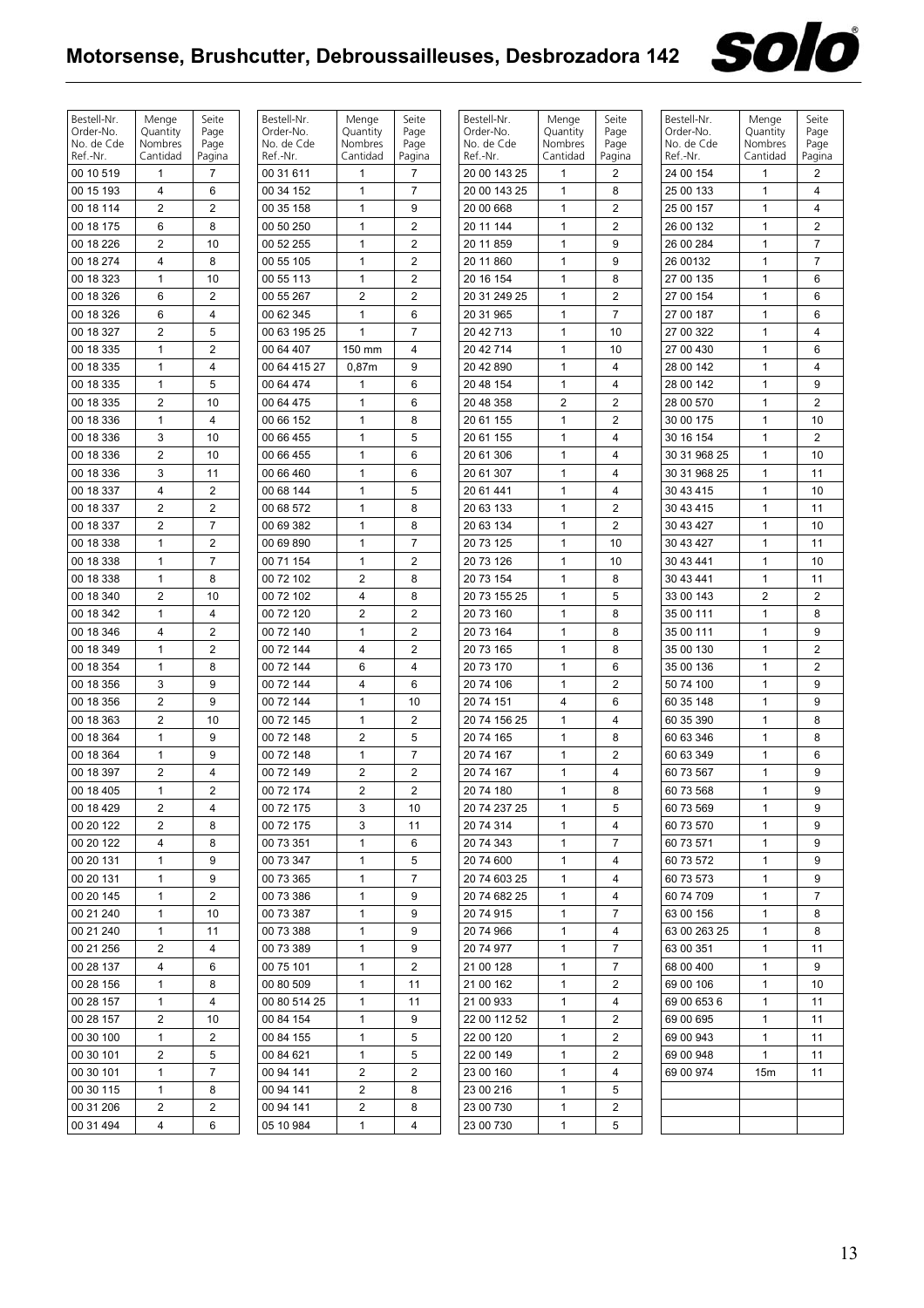# Motorsense, Brushcutter, Debroussailleuses, Desbrozadora 142

| Bestell-Nr. Order-No. No. de Cde Ref.-Nr. | Menge Quantity Nombres Cantidad | Seite Page Page Pagina |
|---|---|---|
| 00 10 519 | 1 | 7 |
| 00 15 193 | 4 | 6 |
| 00 18 114 | 2 | 2 |
| 00 18 175 | 6 | 8 |
| 00 18 226 | 2 | 10 |
| 00 18 274 | 4 | 8 |
| 00 18 323 | 1 | 10 |
| 00 18 326 | 6 | 2 |
| 00 18 326 | 6 | 4 |
| 00 18 327 | 2 | 5 |
| 00 18 335 | 1 | 2 |
| 00 18 335 | 1 | 4 |
| 00 18 335 | 1 | 5 |
| 00 18 335 | 2 | 10 |
| 00 18 336 | 1 | 4 |
| 00 18 336 | 3 | 10 |
| 00 18 336 | 2 | 10 |
| 00 18 336 | 3 | 11 |
| 00 18 337 | 4 | 2 |
| 00 18 337 | 2 | 2 |
| 00 18 337 | 2 | 7 |
| 00 18 338 | 1 | 2 |
| 00 18 338 | 1 | 7 |
| 00 18 338 | 1 | 8 |
| 00 18 340 | 2 | 10 |
| 00 18 342 | 1 | 4 |
| 00 18 346 | 4 | 2 |
| 00 18 349 | 1 | 2 |
| 00 18 354 | 1 | 8 |
| 00 18 356 | 3 | 9 |
| 00 18 356 | 2 | 9 |
| 00 18 363 | 2 | 10 |
| 00 18 364 | 1 | 9 |
| 00 18 364 | 1 | 9 |
| 00 18 397 | 2 | 4 |
| 00 18 405 | 1 | 2 |
| 00 18 429 | 2 | 4 |
| 00 20 122 | 2 | 8 |
| 00 20 122 | 4 | 8 |
| 00 20 131 | 1 | 9 |
| 00 20 131 | 1 | 9 |
| 00 20 145 | 1 | 2 |
| 00 21 240 | 1 | 10 |
| 00 21 240 | 1 | 11 |
| 00 21 256 | 2 | 4 |
| 00 28 137 | 4 | 6 |
| 00 28 156 | 1 | 8 |
| 00 28 157 | 1 | 4 |
| 00 28 157 | 2 | 10 |
| 00 30 100 | 1 | 2 |
| 00 30 101 | 2 | 5 |
| 00 30 101 | 1 | 7 |
| 00 30 115 | 1 | 8 |
| 00 31 206 | 2 | 2 |
| 00 31 494 | 4 | 6 |
| 00 31 611 | 1 | 7 |
| 00 34 152 | 1 | 7 |
| 00 35 158 | 1 | 9 |
| 00 50 250 | 1 | 2 |
| 00 52 255 | 1 | 2 |
| 00 55 105 | 1 | 2 |
| 00 55 113 | 1 | 2 |
| 00 55 267 | 2 | 2 |
| 00 62 345 | 1 | 6 |
| 00 63 195 25 | 1 | 7 |
| 00 64 407 | 150 mm | 4 |
| 00 64 415 27 | 0,87m | 9 |
| 00 64 474 | 1 | 6 |
| 00 64 475 | 1 | 6 |
| 00 66 152 | 1 | 8 |
| 00 66 455 | 1 | 5 |
| 00 66 455 | 1 | 6 |
| 00 66 460 | 1 | 6 |
| 00 68 144 | 1 | 5 |
| 00 68 572 | 1 | 8 |
| 00 69 382 | 1 | 8 |
| 00 69 890 | 1 | 7 |
| 00 71 154 | 1 | 2 |
| 00 72 102 | 2 | 8 |
| 00 72 102 | 4 | 8 |
| 00 72 120 | 2 | 2 |
| 00 72 140 | 1 | 2 |
| 00 72 144 | 4 | 2 |
| 00 72 144 | 6 | 4 |
| 00 72 144 | 4 | 6 |
| 00 72 144 | 1 | 10 |
| 00 72 145 | 1 | 2 |
| 00 72 148 | 2 | 5 |
| 00 72 148 | 1 | 7 |
| 00 72 149 | 2 | 2 |
| 00 72 174 | 2 | 2 |
| 00 72 175 | 3 | 10 |
| 00 72 175 | 3 | 11 |
| 00 73 351 | 1 | 6 |
| 00 73 347 | 1 | 5 |
| 00 73 365 | 1 | 7 |
| 00 73 386 | 1 | 9 |
| 00 73 387 | 1 | 9 |
| 00 73 388 | 1 | 9 |
| 00 73 389 | 1 | 9 |
| 00 75 101 | 1 | 2 |
| 00 80 509 | 1 | 11 |
| 00 80 514 25 | 1 | 11 |
| 00 84 154 | 1 | 9 |
| 00 84 155 | 1 | 5 |
| 00 84 621 | 1 | 5 |
| 00 94 141 | 2 | 2 |
| 00 94 141 | 2 | 8 |
| 00 94 141 | 2 | 8 |
| 05 10 984 | 1 | 4 |
| 20 00 143 25 | 1 | 2 |
| 20 00 143 25 | 1 | 8 |
| 20 00 668 | 1 | 2 |
| 20 11 144 | 1 | 2 |
| 20 11 859 | 1 | 9 |
| 20 11 860 | 1 | 9 |
| 20 16 154 | 1 | 8 |
| 20 31 249 25 | 1 | 2 |
| 20 31 965 | 1 | 7 |
| 20 42 713 | 1 | 10 |
| 20 42 714 | 1 | 10 |
| 20 42 890 | 1 | 4 |
| 20 48 154 | 1 | 4 |
| 20 48 358 | 2 | 2 |
| 20 61 155 | 1 | 2 |
| 20 61 155 | 1 | 4 |
| 20 61 306 | 1 | 4 |
| 20 61 307 | 1 | 4 |
| 20 61 441 | 1 | 4 |
| 20 63 133 | 1 | 2 |
| 20 63 134 | 1 | 2 |
| 20 73 125 | 1 | 10 |
| 20 73 126 | 1 | 10 |
| 20 73 154 | 1 | 8 |
| 20 73 155 25 | 1 | 5 |
| 20 73 160 | 1 | 8 |
| 20 73 164 | 1 | 8 |
| 20 73 165 | 1 | 8 |
| 20 73 170 | 1 | 6 |
| 20 74 106 | 1 | 2 |
| 20 74 151 | 4 | 6 |
| 20 74 156 25 | 1 | 4 |
| 20 74 165 | 1 | 8 |
| 20 74 167 | 1 | 2 |
| 20 74 167 | 1 | 4 |
| 20 74 180 | 1 | 8 |
| 20 74 237 25 | 1 | 5 |
| 20 74 314 | 1 | 4 |
| 20 74 343 | 1 | 7 |
| 20 74 600 | 1 | 4 |
| 20 74 603 25 | 1 | 4 |
| 20 74 682 25 | 1 | 4 |
| 20 74 915 | 1 | 7 |
| 20 74 966 | 1 | 4 |
| 20 74 977 | 1 | 7 |
| 21 00 128 | 1 | 7 |
| 21 00 162 | 1 | 2 |
| 21 00 933 | 1 | 4 |
| 22 00 112 52 | 1 | 2 |
| 22 00 120 | 1 | 2 |
| 22 00 149 | 1 | 2 |
| 23 00 160 | 1 | 4 |
| 23 00 216 | 1 | 5 |
| 23 00 730 | 1 | 2 |
| 23 00 730 | 1 | 5 |
| 24 00 154 | 1 | 2 |
| 25 00 133 | 1 | 4 |
| 25 00 157 | 1 | 4 |
| 26 00 132 | 1 | 2 |
| 26 00 284 | 1 | 7 |
| 26 00132 | 1 | 7 |
| 27 00 135 | 1 | 6 |
| 27 00 154 | 1 | 6 |
| 27 00 187 | 1 | 6 |
| 27 00 322 | 1 | 4 |
| 27 00 430 | 1 | 6 |
| 28 00 142 | 1 | 4 |
| 28 00 142 | 1 | 9 |
| 28 00 570 | 1 | 2 |
| 30 00 175 | 1 | 10 |
| 30 16 154 | 1 | 2 |
| 30 31 968 25 | 1 | 10 |
| 30 31 968 25 | 1 | 11 |
| 30 43 415 | 1 | 10 |
| 30 43 415 | 1 | 11 |
| 30 43 427 | 1 | 10 |
| 30 43 427 | 1 | 11 |
| 30 43 441 | 1 | 10 |
| 30 43 441 | 1 | 11 |
| 33 00 143 | 2 | 2 |
| 35 00 111 | 1 | 8 |
| 35 00 111 | 1 | 9 |
| 35 00 130 | 1 | 2 |
| 35 00 136 | 1 | 2 |
| 50 74 100 | 1 | 9 |
| 60 35 148 | 1 | 9 |
| 60 35 390 | 1 | 8 |
| 60 63 346 | 1 | 8 |
| 60 63 349 | 1 | 6 |
| 60 73 567 | 1 | 9 |
| 60 73 568 | 1 | 9 |
| 60 73 569 | 1 | 9 |
| 60 73 570 | 1 | 9 |
| 60 73 571 | 1 | 9 |
| 60 73 572 | 1 | 9 |
| 60 73 573 | 1 | 9 |
| 60 74 709 | 1 | 7 |
| 63 00 156 | 1 | 8 |
| 63 00 263 25 | 1 | 8 |
| 63 00 351 | 1 | 11 |
| 68 00 400 | 1 | 9 |
| 69 00 106 | 1 | 10 |
| 69 00 653 6 | 1 | 11 |
| 69 00 695 | 1 | 11 |
| 69 00 943 | 1 | 11 |
| 69 00 948 | 1 | 11 |
| 69 00 974 | 15m | 11 |